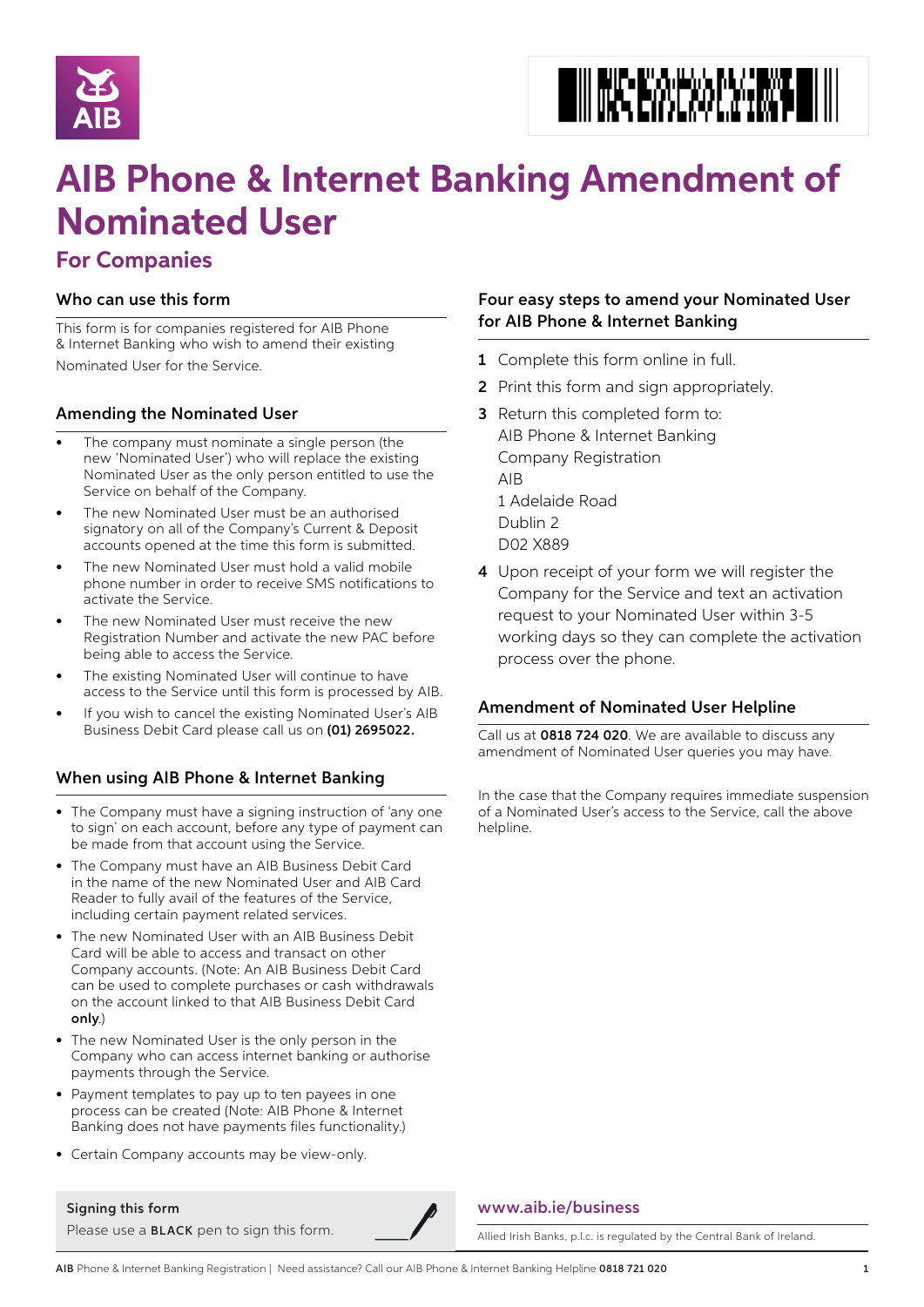# AIB Phone & Internet Banking Amendment of Nominated User

## For Companies

### Who can use this form

This form is for companies registered for AIB Phone & Internet Banking who wish to amend their existing Nominated User for the Service.

### Amending the Nominated User

- The company must nominate a single person (the new 'Nominated User') who will replace the existing Nominated User as the only person entitled to use the Service on behalf of the Company.
- The new Nominated User must be an authorised signatory on all of the Company's Current & Deposit accounts opened at the time this form is submitted.
- The new Nominated User must hold a valid mobile phone number in order to receive SMS notifications to activate the Service.
- The new Nominated User must receive the new Registration Number and activate the new PAC before being able to access the Service.
- The existing Nominated User will continue to have access to the Service until this form is processed by AIB.
- If you wish to cancel the existing Nominated User's AIB Business Debit Card please call us on **(01) 2695022.**

### When using AIB Phone & Internet Banking

- The Company must have a signing instruction of 'any one to sign' on each account, before any type of payment can be made from that account using the Service.
- The Company must have an AIB Business Debit Card in the name of the new Nominated User and AIB Card Reader to fully avail of the features of the Service, including certain payment related services.
- The new Nominated User with an AIB Business Debit Card will be able to access and transact on other Company accounts. (Note: An AIB Business Debit Card can be used to complete purchases or cash withdrawals on the account linked to that AIB Business Debit Card **only**.)
- The new Nominated User is the only person in the Company who can access internet banking or authorise payments through the Service.
- Payment templates to pay up to ten payees in one process can be created (Note: AIB Phone & Internet Banking does not have payments files functionality.)
- Certain Company accounts may be view-only.

### Four easy steps to amend your Nominated User for AIB Phone & Internet Banking

1. Complete this form online in full.
2. Print this form and sign appropriately.
3. Return this completed form to:
   AIB Phone & Internet Banking
   Company Registration
   AIB
   1 Adelaide Road
   Dublin 2
   D02 X889
4. Upon receipt of your form we will register the Company for the Service and text an activation request to your Nominated User within 3-5 working days so they can complete the activation process over the phone.

### Amendment of Nominated User Helpline

Call us at **0818 724 020**. We are available to discuss any amendment of Nominated User queries you may have.

In the case that the Company requires immediate suspension of a Nominated User's access to the Service, call the above helpline.

**Signing this form**

Please use a **BLACK** pen to sign this form.

**www.aib.ie/business**

Allied Irish Banks, p.l.c. is regulated by the Central Bank of Ireland.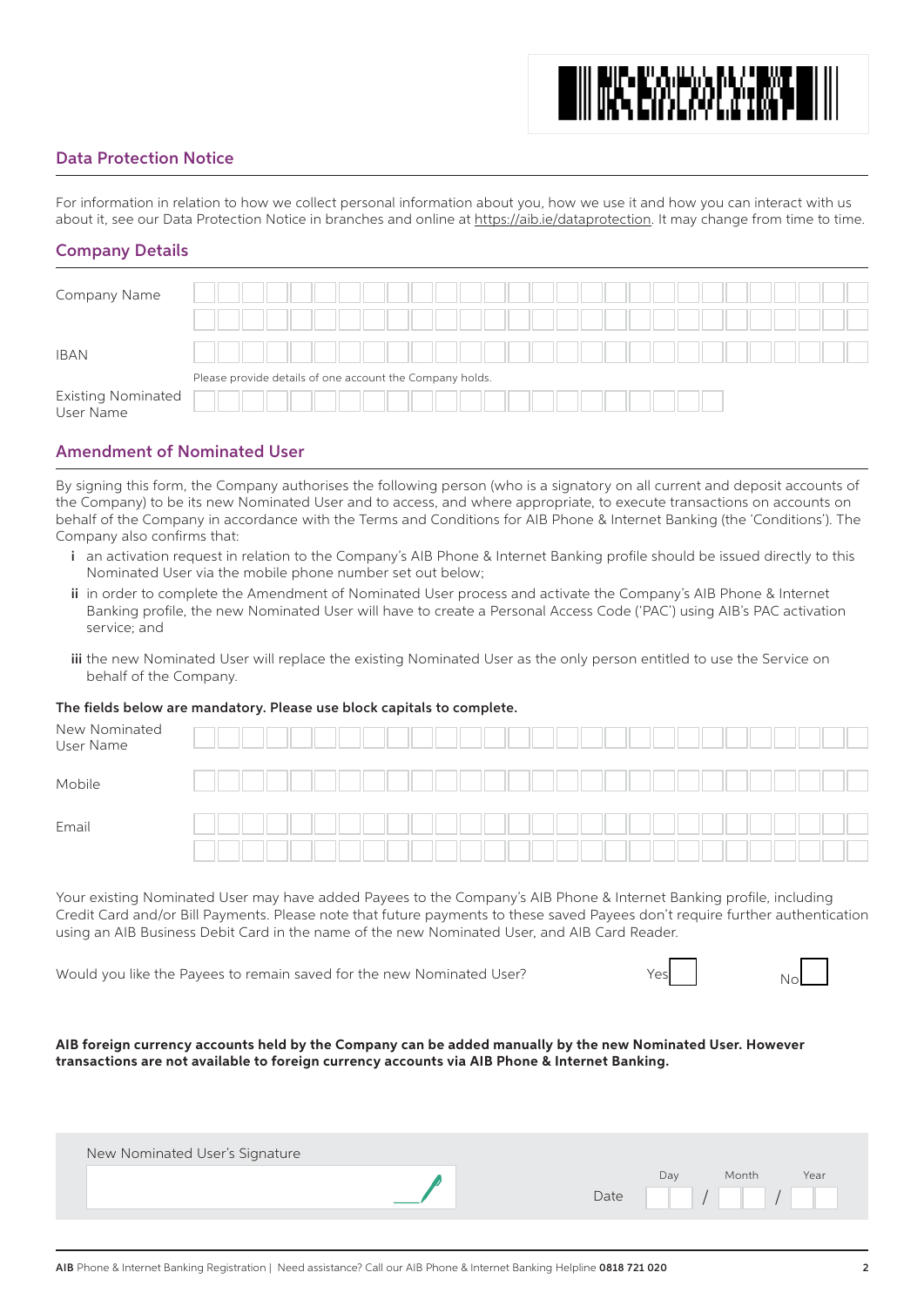## Data Protection Notice

For information in relation to how we collect personal information about you, how we use it and how you can interact with us about it, see our Data Protection Notice in branches and online at https://aib.ie/dataprotection. It may change from time to time.

## Company Details

Company Name

IBAN

Please provide details of one account the Company holds.

Existing Nominated User Name

## Amendment of Nominated User

By signing this form, the Company authorises the following person (who is a signatory on all current and deposit accounts of the Company) to be its new Nominated User and to access, and where appropriate, to execute transactions on accounts on behalf of the Company in accordance with the Terms and Conditions for AIB Phone & Internet Banking (the 'Conditions'). The Company also confirms that:

- **i** an activation request in relation to the Company's AIB Phone & Internet Banking profile should be issued directly to this Nominated User via the mobile phone number set out below;
- **ii** in order to complete the Amendment of Nominated User process and activate the Company's AIB Phone & Internet Banking profile, the new Nominated User will have to create a Personal Access Code ('PAC') using AIB's PAC activation service; and
- **iii** the new Nominated User will replace the existing Nominated User as the only person entitled to use the Service on behalf of the Company.

**The fields below are mandatory. Please use block capitals to complete.**

New Nominated User Name

Mobile

Email

Your existing Nominated User may have added Payees to the Company's AIB Phone & Internet Banking profile, including Credit Card and/or Bill Payments. Please note that future payments to these saved Payees don't require further authentication using an AIB Business Debit Card in the name of the new Nominated User, and AIB Card Reader.

Would you like the Payees to remain saved for the new Nominated User? Yes ☐ No ☐

**AIB foreign currency accounts held by the Company can be added manually by the new Nominated User. However transactions are not available to foreign currency accounts via AIB Phone & Internet Banking.**

New Nominated User's Signature

Date Day / Month / Year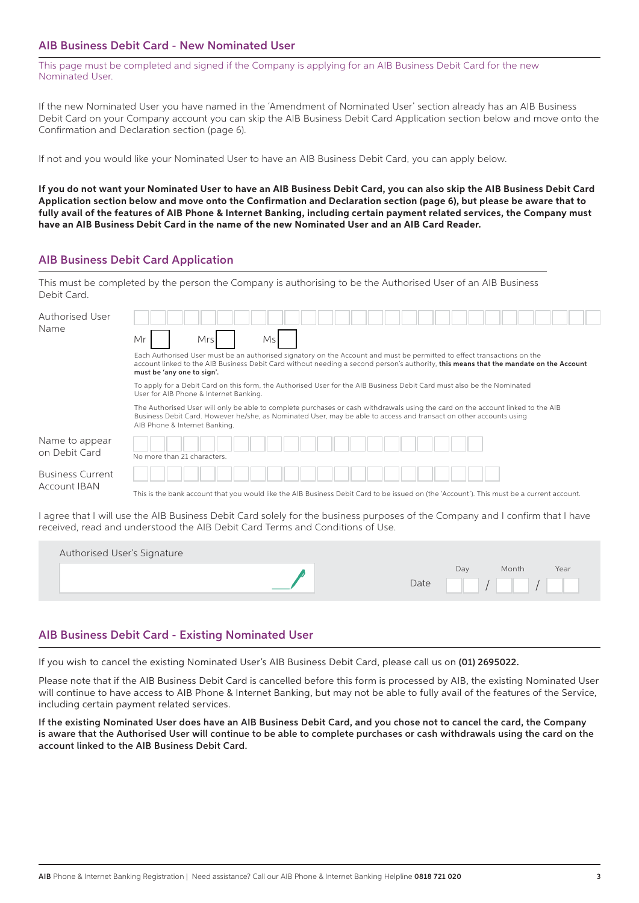## AIB Business Debit Card - New Nominated User

This page must be completed and signed if the Company is applying for an AIB Business Debit Card for the new Nominated User.

If the new Nominated User you have named in the 'Amendment of Nominated User' section already has an AIB Business Debit Card on your Company account you can skip the AIB Business Debit Card Application section below and move onto the Confirmation and Declaration section (page 6).

If not and you would like your Nominated User to have an AIB Business Debit Card, you can apply below.

**If you do not want your Nominated User to have an AIB Business Debit Card, you can also skip the AIB Business Debit Card Application section below and move onto the Confirmation and Declaration section (page 6), but please be aware that to fully avail of the features of AIB Phone & Internet Banking, including certain payment related services, the Company must have an AIB Business Debit Card in the name of the new Nominated User and an AIB Card Reader.**

## AIB Business Debit Card Application

This must be completed by the person the Company is authorising to be the Authorised User of an AIB Business Debit Card.

Authorised User Name

Mr ☐ Mrs ☐ Ms ☐

Each Authorised User must be an authorised signatory on the Account and must be permitted to effect transactions on the account linked to the AIB Business Debit Card without needing a second person's authority, **this means that the mandate on the Account must be 'any one to sign'.**

To apply for a Debit Card on this form, the Authorised User for the AIB Business Debit Card must also be the Nominated User for AIB Phone & Internet Banking.

The Authorised User will only be able to complete purchases or cash withdrawals using the card on the account linked to the AIB Business Debit Card. However he/she, as Nominated User, may be able to access and transact on other accounts using AIB Phone & Internet Banking.

Name to appear on Debit Card

No more than 21 characters.

Business Current Account IBAN

This is the bank account that you would like the AIB Business Debit Card to be issued on (the 'Account'). This must be a current account.

I agree that I will use the AIB Business Debit Card solely for the business purposes of the Company and I confirm that I have received, read and understood the AIB Debit Card Terms and Conditions of Use.

Authorised User's Signature

Date Day / Month / Year

## AIB Business Debit Card - Existing Nominated User

If you wish to cancel the existing Nominated User's AIB Business Debit Card, please call us on **(01) 2695022.**

Please note that if the AIB Business Debit Card is cancelled before this form is processed by AIB, the existing Nominated User will continue to have access to AIB Phone & Internet Banking, but may not be able to fully avail of the features of the Service, including certain payment related services.

**If the existing Nominated User does have an AIB Business Debit Card, and you chose not to cancel the card, the Company is aware that the Authorised User will continue to be able to complete purchases or cash withdrawals using the card on the account linked to the AIB Business Debit Card.**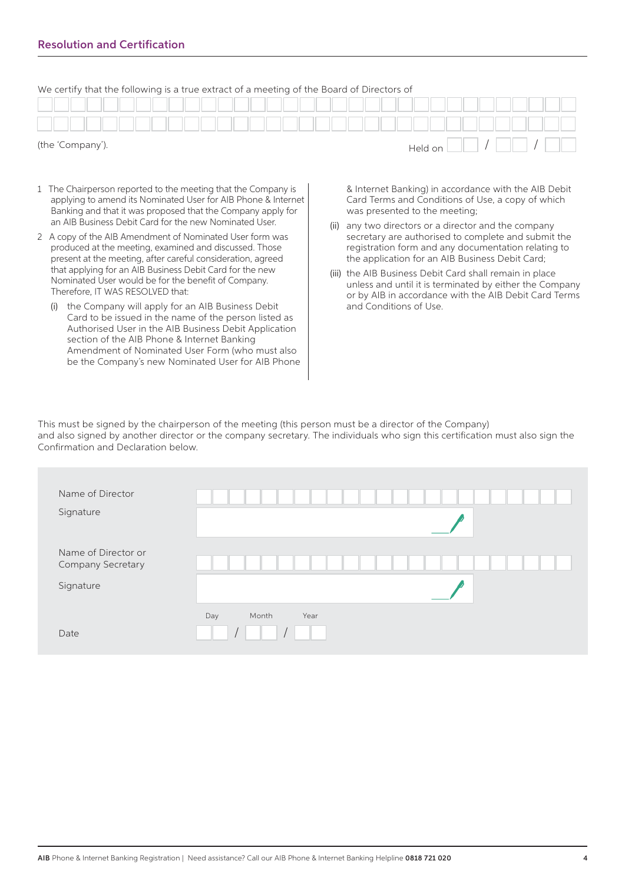## Resolution and Certification

We certify that the following is a true extract of a meeting of the Board of Directors of

(the 'Company'). Held on \_\_ / \_\_ / \_\_

1 The Chairperson reported to the meeting that the Company is applying to amend its Nominated User for AIB Phone & Internet Banking and that it was proposed that the Company apply for an AIB Business Debit Card for the new Nominated User.

2 A copy of the AIB Amendment of Nominated User form was produced at the meeting, examined and discussed. Those present at the meeting, after careful consideration, agreed that applying for an AIB Business Debit Card for the new Nominated User would be for the benefit of Company. Therefore, IT WAS RESOLVED that:

(i) the Company will apply for an AIB Business Debit Card to be issued in the name of the person listed as Authorised User in the AIB Business Debit Application section of the AIB Phone & Internet Banking Amendment of Nominated User Form (who must also be the Company's new Nominated User for AIB Phone & Internet Banking) in accordance with the AIB Debit Card Terms and Conditions of Use, a copy of which was presented to the meeting;

(ii) any two directors or a director and the company secretary are authorised to complete and submit the registration form and any documentation relating to the application for an AIB Business Debit Card;

(iii) the AIB Business Debit Card shall remain in place unless and until it is terminated by either the Company or by AIB in accordance with the AIB Debit Card Terms and Conditions of Use.

This must be signed by the chairperson of the meeting (this person must be a director of the Company) and also signed by another director or the company secretary. The individuals who sign this certification must also sign the Confirmation and Declaration below.

| | |
|---|---|
| Name of Director | |
| Signature | |
| Name of Director or Company Secretary | |
| Signature | |
| Date | Day / Month / Year |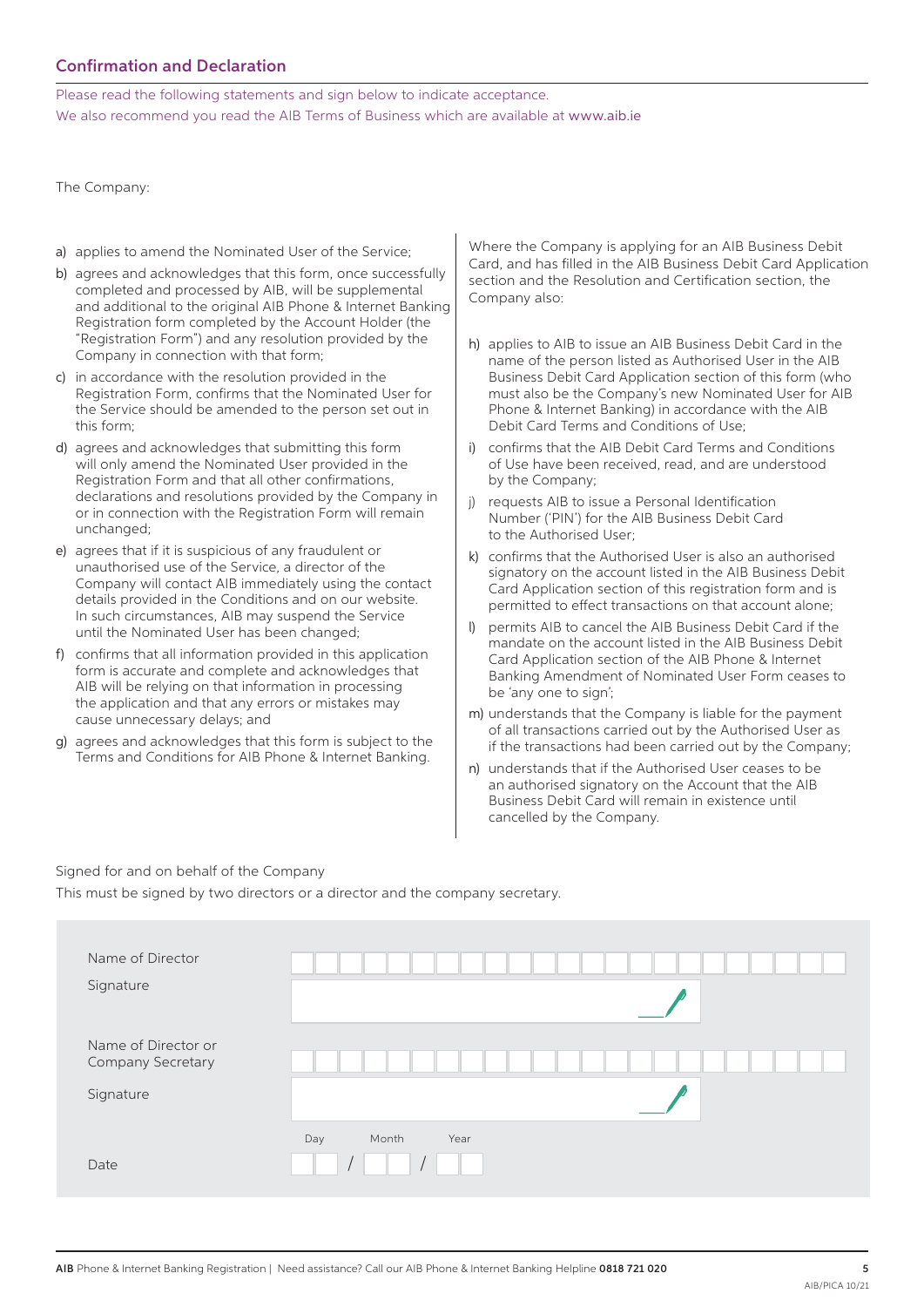## Confirmation and Declaration

Please read the following statements and sign below to indicate acceptance.
We also recommend you read the AIB Terms of Business which are available at www.aib.ie

The Company:

a) applies to amend the Nominated User of the Service;

b) agrees and acknowledges that this form, once successfully completed and processed by AIB, will be supplemental and additional to the original AIB Phone & Internet Banking Registration form completed by the Account Holder (the "Registration Form") and any resolution provided by the Company in connection with that form;

c) in accordance with the resolution provided in the Registration Form, confirms that the Nominated User for the Service should be amended to the person set out in this form;

d) agrees and acknowledges that submitting this form will only amend the Nominated User provided in the Registration Form and that all other confirmations, declarations and resolutions provided by the Company in or in connection with the Registration Form will remain unchanged;

e) agrees that if it is suspicious of any fraudulent or unauthorised use of the Service, a director of the Company will contact AIB immediately using the contact details provided in the Conditions and on our website. In such circumstances, AIB may suspend the Service until the Nominated User has been changed;

f) confirms that all information provided in this application form is accurate and complete and acknowledges that AIB will be relying on that information in processing the application and that any errors or mistakes may cause unnecessary delays; and

g) agrees and acknowledges that this form is subject to the Terms and Conditions for AIB Phone & Internet Banking.

Where the Company is applying for an AIB Business Debit Card, and has filled in the AIB Business Debit Card Application section and the Resolution and Certification section, the Company also:

h) applies to AIB to issue an AIB Business Debit Card in the name of the person listed as Authorised User in the AIB Business Debit Card Application section of this form (who must also be the Company's new Nominated User for AIB Phone & Internet Banking) in accordance with the AIB Debit Card Terms and Conditions of Use;

i) confirms that the AIB Debit Card Terms and Conditions of Use have been received, read, and are understood by the Company;

j) requests AIB to issue a Personal Identification Number ('PIN') for the AIB Business Debit Card to the Authorised User;

k) confirms that the Authorised User is also an authorised signatory on the account listed in the AIB Business Debit Card Application section of this registration form and is permitted to effect transactions on that account alone;

l) permits AIB to cancel the AIB Business Debit Card if the mandate on the account listed in the AIB Business Debit Card Application section of the AIB Phone & Internet Banking Amendment of Nominated User Form ceases to be 'any one to sign';

m) understands that the Company is liable for the payment of all transactions carried out by the Authorised User as if the transactions had been carried out by the Company;

n) understands that if the Authorised User ceases to be an authorised signatory on the Account that the AIB Business Debit Card will remain in existence until cancelled by the Company.

Signed for and on behalf of the Company

This must be signed by two directors or a director and the company secretary.

| | |
|---|---|
| Name of Director | |
| Signature | |
| Name of Director or Company Secretary | |
| Signature | |
| Date | Day / Month / Year |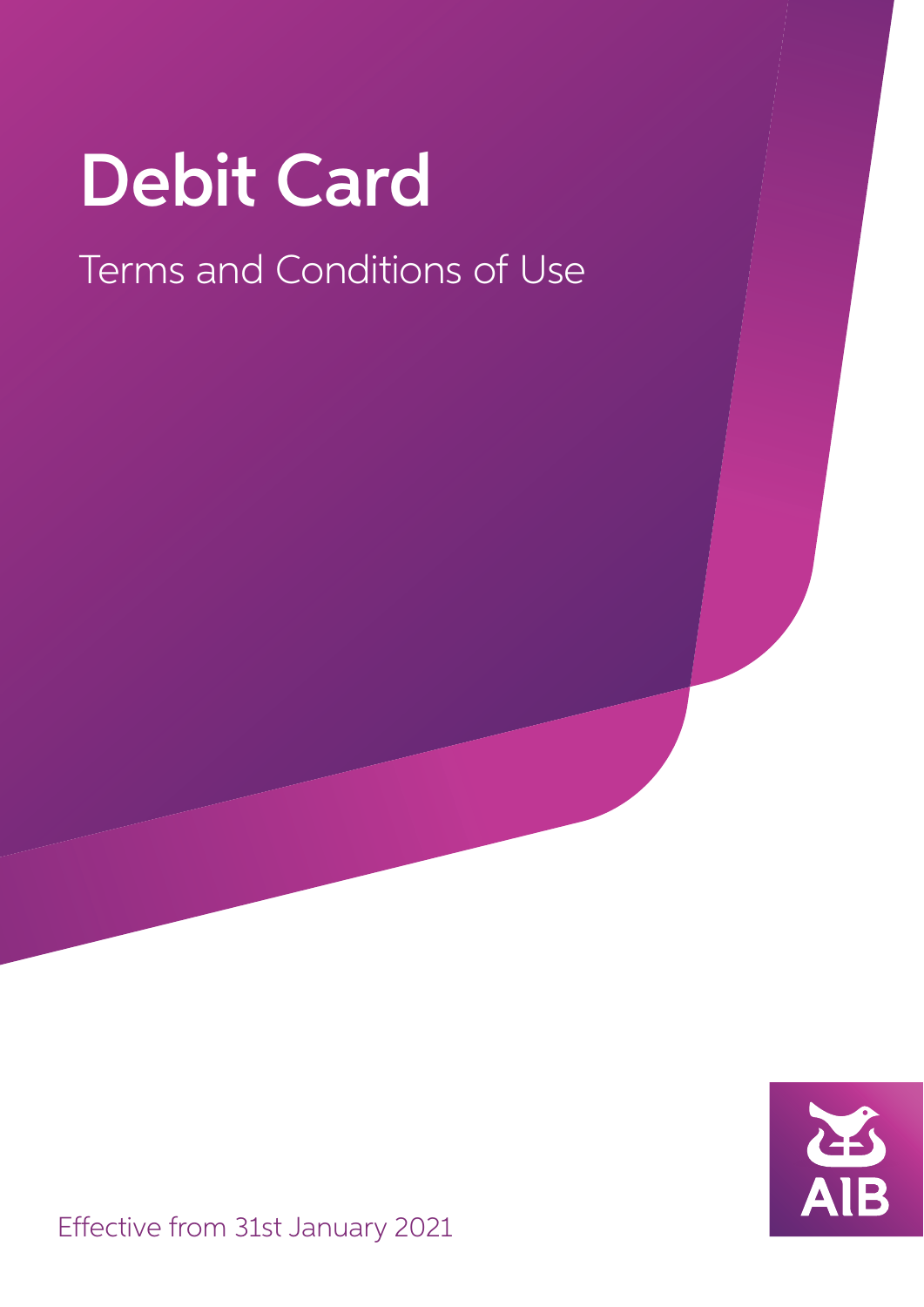# Debit Card

## Terms and Conditions of Use

Effective from 31st January 2021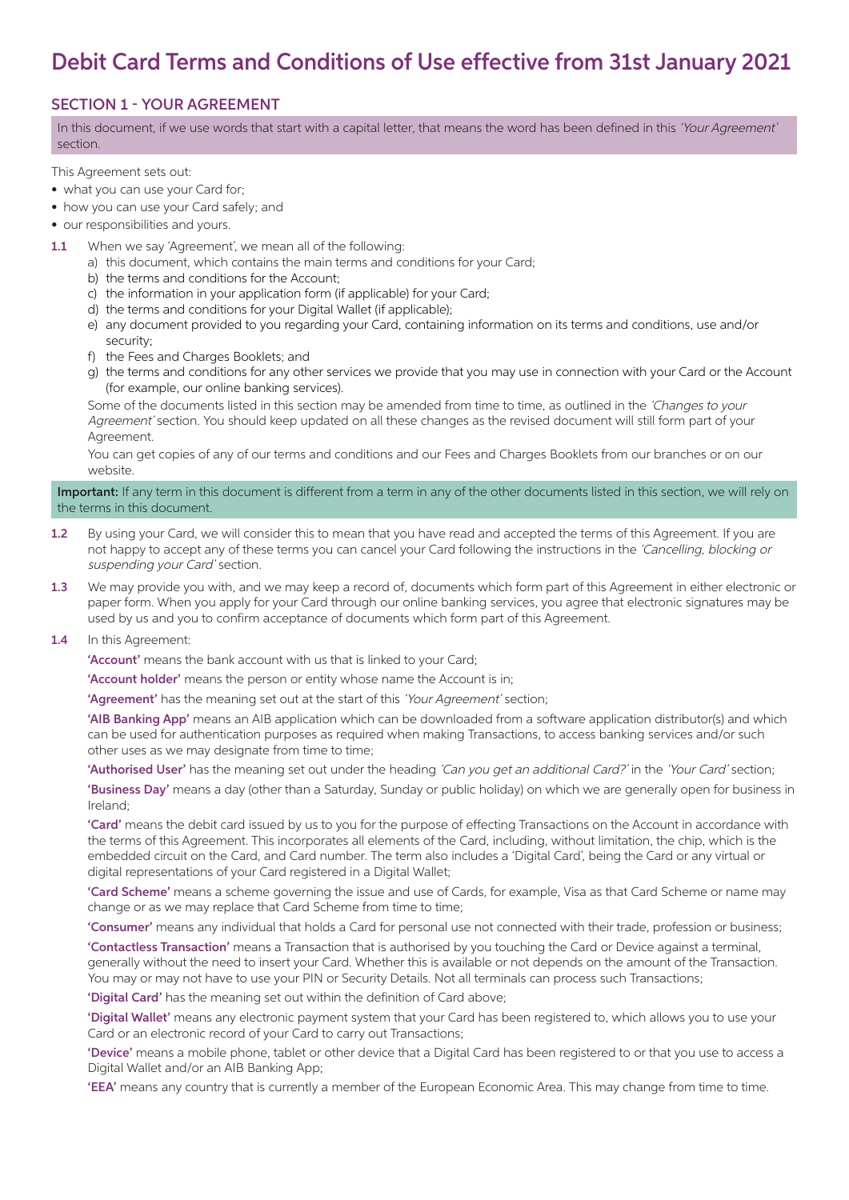# Debit Card Terms and Conditions of Use effective from 31st January 2021

## SECTION 1 - YOUR AGREEMENT

In this document, if we use words that start with a capital letter, that means the word has been defined in this *'Your Agreement'* section.

This Agreement sets out:

- what you can use your Card for;
- how you can use your Card safely; and
- our responsibilities and yours.

**1.1** When we say 'Agreement', we mean all of the following:

a) this document, which contains the main terms and conditions for your Card;
b) the terms and conditions for the Account;
c) the information in your application form (if applicable) for your Card;
d) the terms and conditions for your Digital Wallet (if applicable);
e) any document provided to you regarding your Card, containing information on its terms and conditions, use and/or security;
f) the Fees and Charges Booklets; and
g) the terms and conditions for any other services we provide that you may use in connection with your Card or the Account (for example, our online banking services).

Some of the documents listed in this section may be amended from time to time, as outlined in the *'Changes to your Agreement'* section. You should keep updated on all these changes as the revised document will still form part of your Agreement.

You can get copies of any of our terms and conditions and our Fees and Charges Booklets from our branches or on our website.

**Important:** If any term in this document is different from a term in any of the other documents listed in this section, we will rely on the terms in this document.

**1.2** By using your Card, we will consider this to mean that you have read and accepted the terms of this Agreement. If you are not happy to accept any of these terms you can cancel your Card following the instructions in the *'Cancelling, blocking or suspending your Card'* section.

**1.3** We may provide you with, and we may keep a record of, documents which form part of this Agreement in either electronic or paper form. When you apply for your Card through our online banking services, you agree that electronic signatures may be used by us and you to confirm acceptance of documents which form part of this Agreement.

**1.4** In this Agreement:

**'Account'** means the bank account with us that is linked to your Card;

**'Account holder'** means the person or entity whose name the Account is in;

**'Agreement'** has the meaning set out at the start of this *'Your Agreement'* section;

**'AIB Banking App'** means an AIB application which can be downloaded from a software application distributor(s) and which can be used for authentication purposes as required when making Transactions, to access banking services and/or such other uses as we may designate from time to time;

**'Authorised User'** has the meaning set out under the heading *'Can you get an additional Card?'* in the *'Your Card'* section;

**'Business Day'** means a day (other than a Saturday, Sunday or public holiday) on which we are generally open for business in Ireland;

**'Card'** means the debit card issued by us to you for the purpose of effecting Transactions on the Account in accordance with the terms of this Agreement. This incorporates all elements of the Card, including, without limitation, the chip, which is the embedded circuit on the Card, and Card number. The term also includes a 'Digital Card', being the Card or any virtual or digital representations of your Card registered in a Digital Wallet;

**'Card Scheme'** means a scheme governing the issue and use of Cards, for example, Visa as that Card Scheme or name may change or as we may replace that Card Scheme from time to time;

**'Consumer'** means any individual that holds a Card for personal use not connected with their trade, profession or business;

**'Contactless Transaction'** means a Transaction that is authorised by you touching the Card or Device against a terminal, generally without the need to insert your Card. Whether this is available or not depends on the amount of the Transaction. You may or may not have to use your PIN or Security Details. Not all terminals can process such Transactions;

**'Digital Card'** has the meaning set out within the definition of Card above;

**'Digital Wallet'** means any electronic payment system that your Card has been registered to, which allows you to use your Card or an electronic record of your Card to carry out Transactions;

**'Device'** means a mobile phone, tablet or other device that a Digital Card has been registered to or that you use to access a Digital Wallet and/or an AIB Banking App;

**'EEA'** means any country that is currently a member of the European Economic Area. This may change from time to time.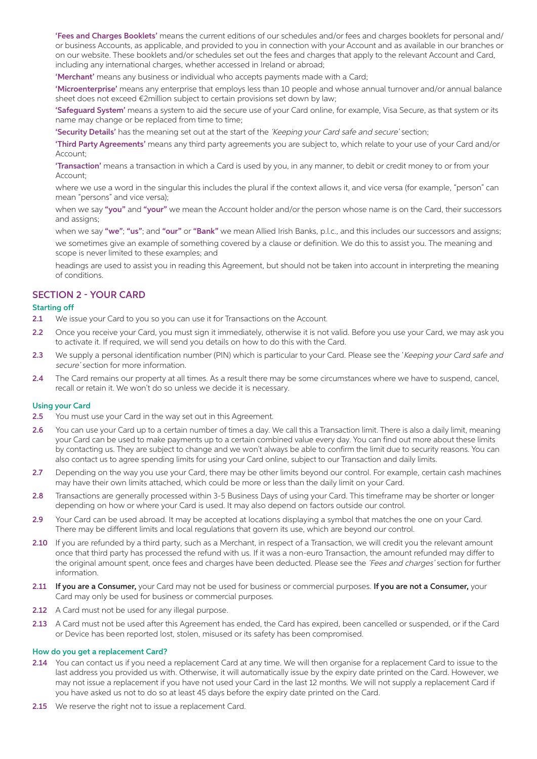**'Fees and Charges Booklets'** means the current editions of our schedules and/or fees and charges booklets for personal and/or business Accounts, as applicable, and provided to you in connection with your Account and as available in our branches or on our website. These booklets and/or schedules set out the fees and charges that apply to the relevant Account and Card, including any international charges, whether accessed in Ireland or abroad;

**'Merchant'** means any business or individual who accepts payments made with a Card;

**'Microenterprise'** means any enterprise that employs less than 10 people and whose annual turnover and/or annual balance sheet does not exceed €2million subject to certain provisions set down by law;

**'Safeguard System'** means a system to aid the secure use of your Card online, for example, Visa Secure, as that system or its name may change or be replaced from time to time;

**'Security Details'** has the meaning set out at the start of the *'Keeping your Card safe and secure'* section;

**'Third Party Agreements'** means any third party agreements you are subject to, which relate to your use of your Card and/or Account;

**'Transaction'** means a transaction in which a Card is used by you, in any manner, to debit or credit money to or from your Account;

where we use a word in the singular this includes the plural if the context allows it, and vice versa (for example, "person" can mean "persons" and vice versa);

when we say **"you"** and **"your"** we mean the Account holder and/or the person whose name is on the Card, their successors and assigns;

when we say **"we"**; **"us"**; and **"our"** or **"Bank"** we mean Allied Irish Banks, p.l.c., and this includes our successors and assigns;

we sometimes give an example of something covered by a clause or definition. We do this to assist you. The meaning and scope is never limited to these examples; and

headings are used to assist you in reading this Agreement, but should not be taken into account in interpreting the meaning of conditions.

## SECTION 2 - YOUR CARD

### Starting off

**2.1** We issue your Card to you so you can use it for Transactions on the Account.

**2.2** Once you receive your Card, you must sign it immediately, otherwise it is not valid. Before you use your Card, we may ask you to activate it. If required, we will send you details on how to do this with the Card.

**2.3** We supply a personal identification number (PIN) which is particular to your Card. Please see the '*Keeping your Card safe and secure*' section for more information.

**2.4** The Card remains our property at all times. As a result there may be some circumstances where we have to suspend, cancel, recall or retain it. We won't do so unless we decide it is necessary.

### Using your Card

**2.5** You must use your Card in the way set out in this Agreement.

**2.6** You can use your Card up to a certain number of times a day. We call this a Transaction limit. There is also a daily limit, meaning your Card can be used to make payments up to a certain combined value every day. You can find out more about these limits by contacting us. They are subject to change and we won't always be able to confirm the limit due to security reasons. You can also contact us to agree spending limits for using your Card online, subject to our Transaction and daily limits.

**2.7** Depending on the way you use your Card, there may be other limits beyond our control. For example, certain cash machines may have their own limits attached, which could be more or less than the daily limit on your Card.

**2.8** Transactions are generally processed within 3-5 Business Days of using your Card. This timeframe may be shorter or longer depending on how or where your Card is used. It may also depend on factors outside our control.

**2.9** Your Card can be used abroad. It may be accepted at locations displaying a symbol that matches the one on your Card. There may be different limits and local regulations that govern its use, which are beyond our control.

**2.10** If you are refunded by a third party, such as a Merchant, in respect of a Transaction, we will credit you the relevant amount once that third party has processed the refund with us. If it was a non-euro Transaction, the amount refunded may differ to the original amount spent, once fees and charges have been deducted. Please see the *'Fees and charges'* section for further information.

**2.11** **If you are a Consumer,** your Card may not be used for business or commercial purposes. **If you are not a Consumer,** your Card may only be used for business or commercial purposes.

**2.12** A Card must not be used for any illegal purpose.

**2.13** A Card must not be used after this Agreement has ended, the Card has expired, been cancelled or suspended, or if the Card or Device has been reported lost, stolen, misused or its safety has been compromised.

### How do you get a replacement Card?

**2.14** You can contact us if you need a replacement Card at any time. We will then organise for a replacement Card to issue to the last address you provided us with. Otherwise, it will automatically issue by the expiry date printed on the Card. However, we may not issue a replacement if you have not used your Card in the last 12 months. We will not supply a replacement Card if you have asked us not to do so at least 45 days before the expiry date printed on the Card.

**2.15** We reserve the right not to issue a replacement Card.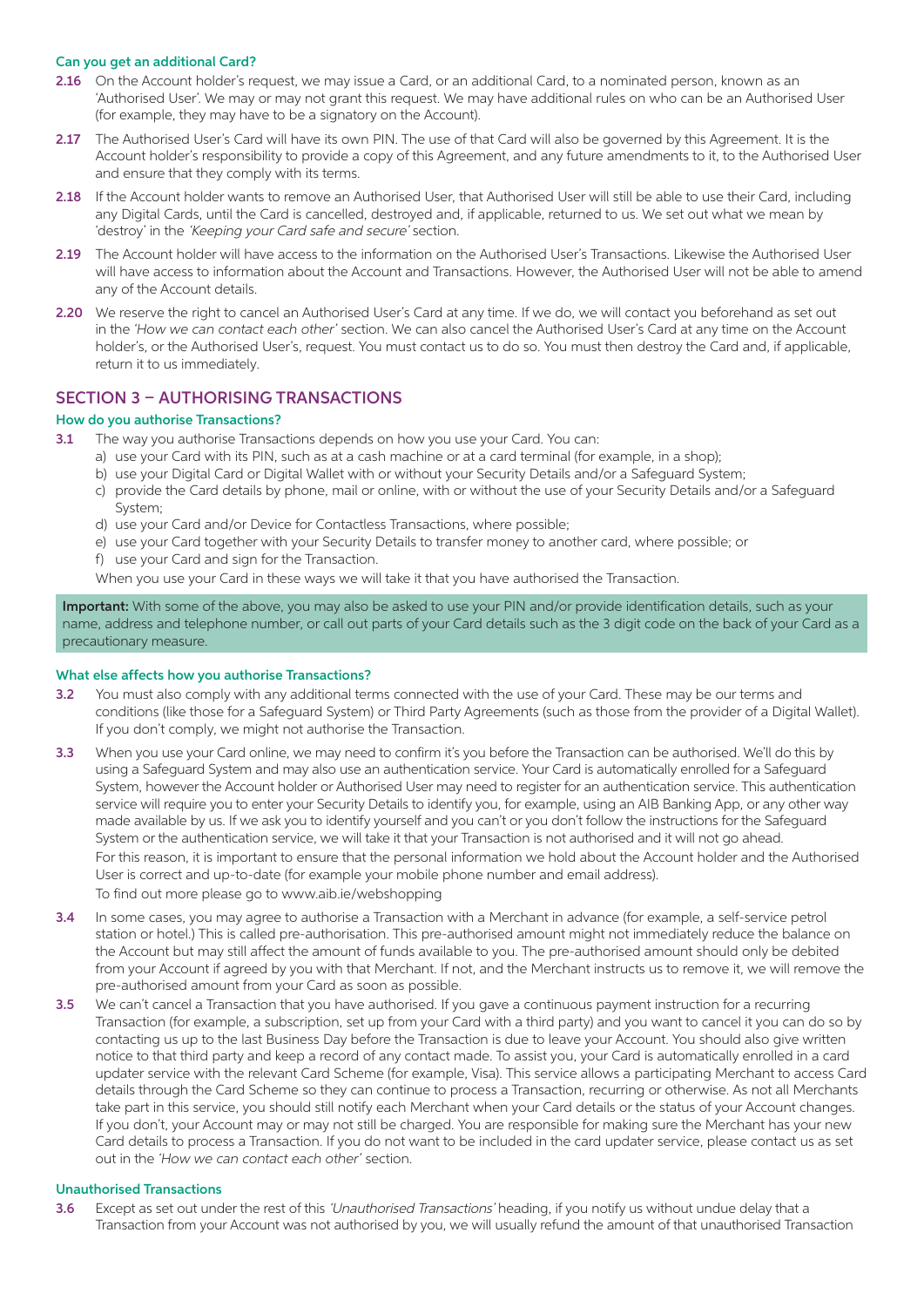### Can you get an additional Card?

**2.16** On the Account holder's request, we may issue a Card, or an additional Card, to a nominated person, known as an 'Authorised User'. We may or may not grant this request. We may have additional rules on who can be an Authorised User (for example, they may have to be a signatory on the Account).

**2.17** The Authorised User's Card will have its own PIN. The use of that Card will also be governed by this Agreement. It is the Account holder's responsibility to provide a copy of this Agreement, and any future amendments to it, to the Authorised User and ensure that they comply with its terms.

**2.18** If the Account holder wants to remove an Authorised User, that Authorised User will still be able to use their Card, including any Digital Cards, until the Card is cancelled, destroyed and, if applicable, returned to us. We set out what we mean by 'destroy' in the *'Keeping your Card safe and secure'* section.

**2.19** The Account holder will have access to the information on the Authorised User's Transactions. Likewise the Authorised User will have access to information about the Account and Transactions. However, the Authorised User will not be able to amend any of the Account details.

**2.20** We reserve the right to cancel an Authorised User's Card at any time. If we do, we will contact you beforehand as set out in the *'How we can contact each other'* section. We can also cancel the Authorised User's Card at any time on the Account holder's, or the Authorised User's, request. You must contact us to do so. You must then destroy the Card and, if applicable, return it to us immediately.

## SECTION 3 – AUTHORISING TRANSACTIONS

### How do you authorise Transactions?

**3.1** The way you authorise Transactions depends on how you use your Card. You can:

a) use your Card with its PIN, such as at a cash machine or at a card terminal (for example, in a shop);
b) use your Digital Card or Digital Wallet with or without your Security Details and/or a Safeguard System;
c) provide the Card details by phone, mail or online, with or without the use of your Security Details and/or a Safeguard System;
d) use your Card and/or Device for Contactless Transactions, where possible;
e) use your Card together with your Security Details to transfer money to another card, where possible; or
f) use your Card and sign for the Transaction.

When you use your Card in these ways we will take it that you have authorised the Transaction.

**Important:** With some of the above, you may also be asked to use your PIN and/or provide identification details, such as your name, address and telephone number, or call out parts of your Card details such as the 3 digit code on the back of your Card as a precautionary measure.

### What else affects how you authorise Transactions?

**3.2** You must also comply with any additional terms connected with the use of your Card. These may be our terms and conditions (like those for a Safeguard System) or Third Party Agreements (such as those from the provider of a Digital Wallet). If you don't comply, we might not authorise the Transaction.

**3.3** When you use your Card online, we may need to confirm it's you before the Transaction can be authorised. We'll do this by using a Safeguard System and may also use an authentication service. Your Card is automatically enrolled for a Safeguard System, however the Account holder or Authorised User may need to register for an authentication service. This authentication service will require you to enter your Security Details to identify you, for example, using an AIB Banking App, or any other way made available by us. If we ask you to identify yourself and you can't or you don't follow the instructions for the Safeguard System or the authentication service, we will take it that your Transaction is not authorised and it will not go ahead.

For this reason, it is important to ensure that the personal information we hold about the Account holder and the Authorised User is correct and up-to-date (for example your mobile phone number and email address).

To find out more please go to www.aib.ie/webshopping

**3.4** In some cases, you may agree to authorise a Transaction with a Merchant in advance (for example, a self-service petrol station or hotel.) This is called pre-authorisation. This pre-authorised amount might not immediately reduce the balance on the Account but may still affect the amount of funds available to you. The pre-authorised amount should only be debited from your Account if agreed by you with that Merchant. If not, and the Merchant instructs us to remove it, we will remove the pre-authorised amount from your Card as soon as possible.

**3.5** We can't cancel a Transaction that you have authorised. If you gave a continuous payment instruction for a recurring Transaction (for example, a subscription, set up from your Card with a third party) and you want to cancel it you can do so by contacting us up to the last Business Day before the Transaction is due to leave your Account. You should also give written notice to that third party and keep a record of any contact made. To assist you, your Card is automatically enrolled in a card updater service with the relevant Card Scheme (for example, Visa). This service allows a participating Merchant to access Card details through the Card Scheme so they can continue to process a Transaction, recurring or otherwise. As not all Merchants take part in this service, you should still notify each Merchant when your Card details or the status of your Account changes. If you don't, your Account may or may not still be charged. You are responsible for making sure the Merchant has your new Card details to process a Transaction. If you do not want to be included in the card updater service, please contact us as set out in the *'How we can contact each other'* section.

### Unauthorised Transactions

**3.6** Except as set out under the rest of this *'Unauthorised Transactions'* heading, if you notify us without undue delay that a Transaction from your Account was not authorised by you, we will usually refund the amount of that unauthorised Transaction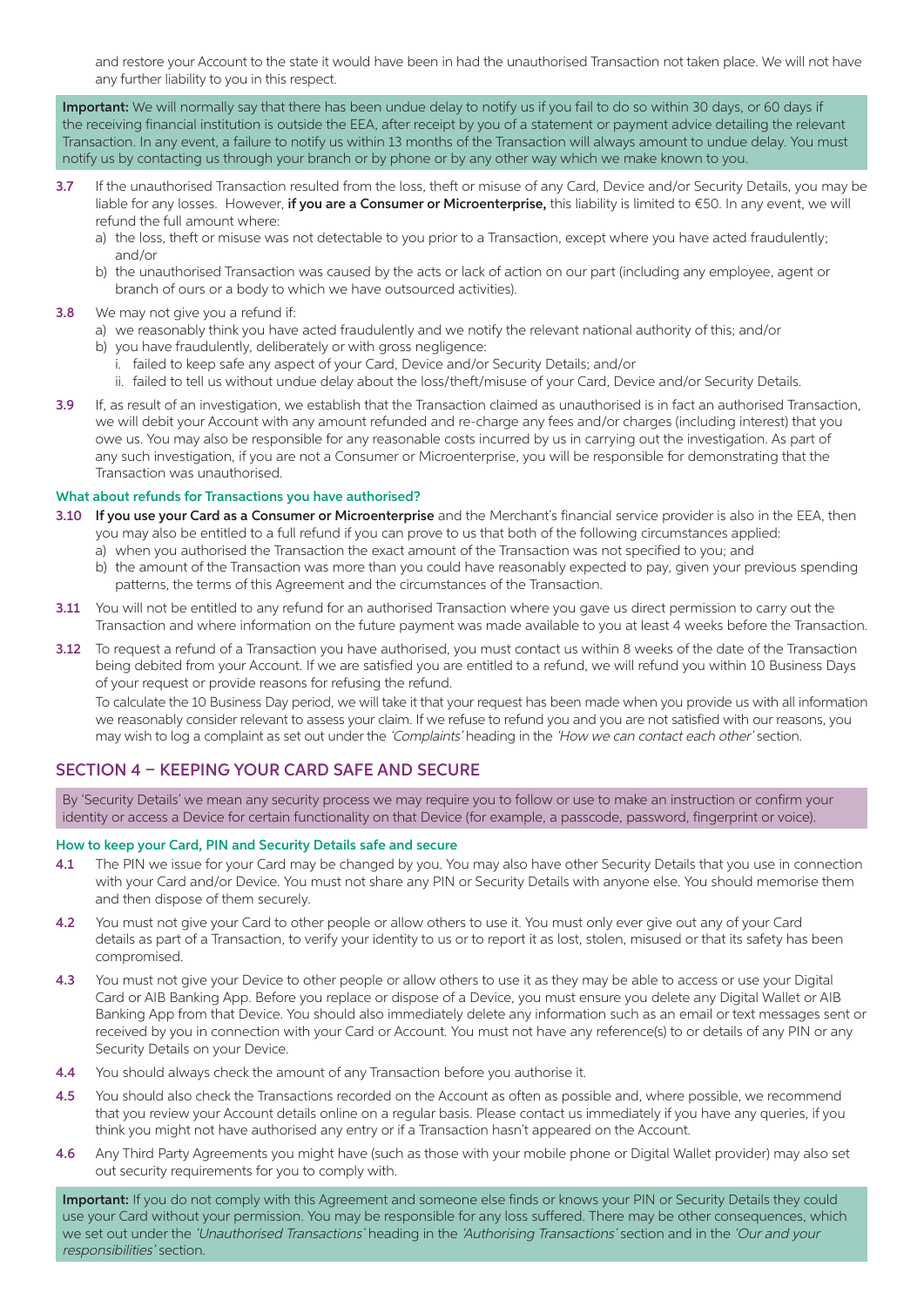and restore your Account to the state it would have been in had the unauthorised Transaction not taken place. We will not have any further liability to you in this respect.

**Important:** We will normally say that there has been undue delay to notify us if you fail to do so within 30 days, or 60 days if the receiving financial institution is outside the EEA, after receipt by you of a statement or payment advice detailing the relevant Transaction. In any event, a failure to notify us within 13 months of the Transaction will always amount to undue delay. You must notify us by contacting us through your branch or by phone or by any other way which we make known to you.

**3.7** If the unauthorised Transaction resulted from the loss, theft or misuse of any Card, Device and/or Security Details, you may be liable for any losses. However, **if you are a Consumer or Microenterprise,** this liability is limited to €50. In any event, we will refund the full amount where:

a) the loss, theft or misuse was not detectable to you prior to a Transaction, except where you have acted fraudulently; and/or

b) the unauthorised Transaction was caused by the acts or lack of action on our part (including any employee, agent or branch of ours or a body to which we have outsourced activities).

**3.8** We may not give you a refund if:

a) we reasonably think you have acted fraudulently and we notify the relevant national authority of this; and/or

b) you have fraudulently, deliberately or with gross negligence:

  i. failed to keep safe any aspect of your Card, Device and/or Security Details; and/or

  ii. failed to tell us without undue delay about the loss/theft/misuse of your Card, Device and/or Security Details.

**3.9** If, as result of an investigation, we establish that the Transaction claimed as unauthorised is in fact an authorised Transaction, we will debit your Account with any amount refunded and re-charge any fees and/or charges (including interest) that you owe us. You may also be responsible for any reasonable costs incurred by us in carrying out the investigation. As part of any such investigation, if you are not a Consumer or Microenterprise, you will be responsible for demonstrating that the Transaction was unauthorised.

### What about refunds for Transactions you have authorised?

**3.10** **If you use your Card as a Consumer or Microenterprise** and the Merchant's financial service provider is also in the EEA, then you may also be entitled to a full refund if you can prove to us that both of the following circumstances applied:

a) when you authorised the Transaction the exact amount of the Transaction was not specified to you; and

b) the amount of the Transaction was more than you could have reasonably expected to pay, given your previous spending patterns, the terms of this Agreement and the circumstances of the Transaction.

**3.11** You will not be entitled to any refund for an authorised Transaction where you gave us direct permission to carry out the Transaction and where information on the future payment was made available to you at least 4 weeks before the Transaction.

**3.12** To request a refund of a Transaction you have authorised, you must contact us within 8 weeks of the date of the Transaction being debited from your Account. If we are satisfied you are entitled to a refund, we will refund you within 10 Business Days of your request or provide reasons for refusing the refund.

To calculate the 10 Business Day period, we will take it that your request has been made when you provide us with all information we reasonably consider relevant to assess your claim. If we refuse to refund you and you are not satisfied with our reasons, you may wish to log a complaint as set out under the *'Complaints'* heading in the *'How we can contact each other'* section.

## SECTION 4 – KEEPING YOUR CARD SAFE AND SECURE

By 'Security Details' we mean any security process we may require you to follow or use to make an instruction or confirm your identity or access a Device for certain functionality on that Device (for example, a passcode, password, fingerprint or voice).

### How to keep your Card, PIN and Security Details safe and secure

**4.1** The PIN we issue for your Card may be changed by you. You may also have other Security Details that you use in connection with your Card and/or Device. You must not share any PIN or Security Details with anyone else. You should memorise them and then dispose of them securely.

**4.2** You must not give your Card to other people or allow others to use it. You must only ever give out any of your Card details as part of a Transaction, to verify your identity to us or to report it as lost, stolen, misused or that its safety has been compromised.

**4.3** You must not give your Device to other people or allow others to use it as they may be able to access or use your Digital Card or AIB Banking App. Before you replace or dispose of a Device, you must ensure you delete any Digital Wallet or AIB Banking App from that Device. You should also immediately delete any information such as an email or text messages sent or received by you in connection with your Card or Account. You must not have any reference(s) to or details of any PIN or any Security Details on your Device.

**4.4** You should always check the amount of any Transaction before you authorise it.

**4.5** You should also check the Transactions recorded on the Account as often as possible and, where possible, we recommend that you review your Account details online on a regular basis. Please contact us immediately if you have any queries, if you think you might not have authorised any entry or if a Transaction hasn't appeared on the Account.

**4.6** Any Third Party Agreements you might have (such as those with your mobile phone or Digital Wallet provider) may also set out security requirements for you to comply with.

**Important:** If you do not comply with this Agreement and someone else finds or knows your PIN or Security Details they could use your Card without your permission. You may be responsible for any loss suffered. There may be other consequences, which we set out under the *'Unauthorised Transactions'* heading in the *'Authorising Transactions'* section and in the *'Our and your responsibilities'* section.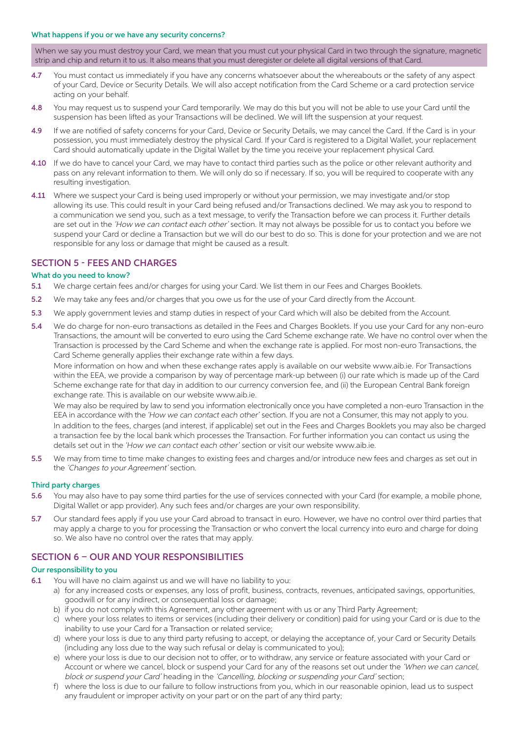#### What happens if you or we have any security concerns?

When we say you must destroy your Card, we mean that you must cut your physical Card in two through the signature, magnetic strip and chip and return it to us. It also means that you must deregister or delete all digital versions of that Card.

**4.7** You must contact us immediately if you have any concerns whatsoever about the whereabouts or the safety of any aspect of your Card, Device or Security Details. We will also accept notification from the Card Scheme or a card protection service acting on your behalf.

**4.8** You may request us to suspend your Card temporarily. We may do this but you will not be able to use your Card until the suspension has been lifted as your Transactions will be declined. We will lift the suspension at your request.

**4.9** If we are notified of safety concerns for your Card, Device or Security Details, we may cancel the Card. If the Card is in your possession, you must immediately destroy the physical Card. If your Card is registered to a Digital Wallet, your replacement Card should automatically update in the Digital Wallet by the time you receive your replacement physical Card.

**4.10** If we do have to cancel your Card, we may have to contact third parties such as the police or other relevant authority and pass on any relevant information to them. We will only do so if necessary. If so, you will be required to cooperate with any resulting investigation.

**4.11** Where we suspect your Card is being used improperly or without your permission, we may investigate and/or stop allowing its use. This could result in your Card being refused and/or Transactions declined. We may ask you to respond to a communication we send you, such as a text message, to verify the Transaction before we can process it. Further details are set out in the *'How we can contact each other'* section. It may not always be possible for us to contact you before we suspend your Card or decline a Transaction but we will do our best to do so. This is done for your protection and we are not responsible for any loss or damage that might be caused as a result.

## SECTION 5 - FEES AND CHARGES

#### What do you need to know?

**5.1** We charge certain fees and/or charges for using your Card. We list them in our Fees and Charges Booklets.

**5.2** We may take any fees and/or charges that you owe us for the use of your Card directly from the Account.

**5.3** We apply government levies and stamp duties in respect of your Card which will also be debited from the Account.

**5.4** We do charge for non-euro transactions as detailed in the Fees and Charges Booklets. If you use your Card for any non-euro Transactions, the amount will be converted to euro using the Card Scheme exchange rate. We have no control over when the Transaction is processed by the Card Scheme and when the exchange rate is applied. For most non-euro Transactions, the Card Scheme generally applies their exchange rate within a few days.

More information on how and when these exchange rates apply is available on our website www.aib.ie. For Transactions within the EEA, we provide a comparison by way of percentage mark-up between (i) our rate which is made up of the Card Scheme exchange rate for that day in addition to our currency conversion fee, and (ii) the European Central Bank foreign exchange rate. This is available on our website www.aib.ie.

We may also be required by law to send you information electronically once you have completed a non-euro Transaction in the EEA in accordance with the *'How we can contact each other'* section. If you are not a Consumer, this may not apply to you.

In addition to the fees, charges (and interest, if applicable) set out in the Fees and Charges Booklets you may also be charged a transaction fee by the local bank which processes the Transaction. For further information you can contact us using the details set out in the *'How we can contact each other'* section or visit our website www.aib.ie.

**5.5** We may from time to time make changes to existing fees and charges and/or introduce new fees and charges as set out in the *'Changes to your Agreement'* section.

#### Third party charges

**5.6** You may also have to pay some third parties for the use of services connected with your Card (for example, a mobile phone, Digital Wallet or app provider). Any such fees and/or charges are your own responsibility.

**5.7** Our standard fees apply if you use your Card abroad to transact in euro. However, we have no control over third parties that may apply a charge to you for processing the Transaction or who convert the local currency into euro and charge for doing so. We also have no control over the rates that may apply.

## SECTION 6 – OUR AND YOUR RESPONSIBILITIES

#### Our responsibility to you

**6.1** You will have no claim against us and we will have no liability to you:

a) for any increased costs or expenses, any loss of profit, business, contracts, revenues, anticipated savings, opportunities, goodwill or for any indirect, or consequential loss or damage;

b) if you do not comply with this Agreement, any other agreement with us or any Third Party Agreement;

c) where your loss relates to items or services (including their delivery or condition) paid for using your Card or is due to the inability to use your Card for a Transaction or related service;

d) where your loss is due to any third party refusing to accept, or delaying the acceptance of, your Card or Security Details (including any loss due to the way such refusal or delay is communicated to you);

e) where your loss is due to our decision not to offer, or to withdraw, any service or feature associated with your Card or Account or where we cancel, block or suspend your Card for any of the reasons set out under the *'When we can cancel, block or suspend your Card'* heading in the *'Cancelling, blocking or suspending your Card'* section;

f) where the loss is due to our failure to follow instructions from you, which in our reasonable opinion, lead us to suspect any fraudulent or improper activity on your part or on the part of any third party;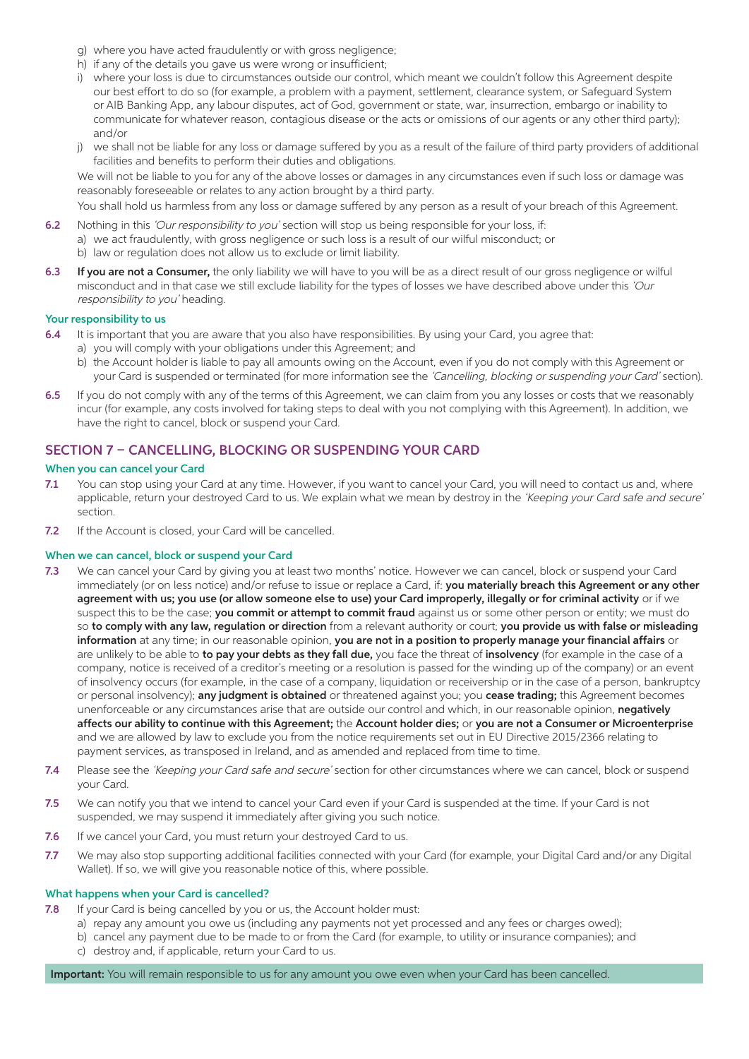g) where you have acted fraudulently or with gross negligence;
h) if any of the details you gave us were wrong or insufficient;
i) where your loss is due to circumstances outside our control, which meant we couldn't follow this Agreement despite our best effort to do so (for example, a problem with a payment, settlement, clearance system, or Safeguard System or AIB Banking App, any labour disputes, act of God, government or state, war, insurrection, embargo or inability to communicate for whatever reason, contagious disease or the acts or omissions of our agents or any other third party); and/or
j) we shall not be liable for any loss or damage suffered by you as a result of the failure of third party providers of additional facilities and benefits to perform their duties and obligations.

We will not be liable to you for any of the above losses or damages in any circumstances even if such loss or damage was reasonably foreseeable or relates to any action brought by a third party.

You shall hold us harmless from any loss or damage suffered by any person as a result of your breach of this Agreement.

**6.2** Nothing in this *'Our responsibility to you'* section will stop us being responsible for your loss, if:
a) we act fraudulently, with gross negligence or such loss is a result of our wilful misconduct; or
b) law or regulation does not allow us to exclude or limit liability.

**6.3** **If you are not a Consumer,** the only liability we will have to you will be as a direct result of our gross negligence or wilful misconduct and in that case we still exclude liability for the types of losses we have described above under this *'Our responsibility to you'* heading.

### Your responsibility to us

**6.4** It is important that you are aware that you also have responsibilities. By using your Card, you agree that:
a) you will comply with your obligations under this Agreement; and
b) the Account holder is liable to pay all amounts owing on the Account, even if you do not comply with this Agreement or your Card is suspended or terminated (for more information see the *'Cancelling, blocking or suspending your Card'* section).

**6.5** If you do not comply with any of the terms of this Agreement, we can claim from you any losses or costs that we reasonably incur (for example, any costs involved for taking steps to deal with you not complying with this Agreement). In addition, we have the right to cancel, block or suspend your Card.

## SECTION 7 – CANCELLING, BLOCKING OR SUSPENDING YOUR CARD

### When you can cancel your Card

**7.1** You can stop using your Card at any time. However, if you want to cancel your Card, you will need to contact us and, where applicable, return your destroyed Card to us. We explain what we mean by destroy in the *'Keeping your Card safe and secure'* section.

**7.2** If the Account is closed, your Card will be cancelled.

### When we can cancel, block or suspend your Card

**7.3** We can cancel your Card by giving you at least two months' notice. However we can cancel, block or suspend your Card immediately (or on less notice) and/or refuse to issue or replace a Card, if: **you materially breach this Agreement or any other agreement with us; you use (or allow someone else to use) your Card improperly, illegally or for criminal activity** or if we suspect this to be the case; **you commit or attempt to commit fraud** against us or some other person or entity; we must do so **to comply with any law, regulation or direction** from a relevant authority or court; **you provide us with false or misleading information** at any time; in our reasonable opinion, **you are not in a position to properly manage your financial affairs** or are unlikely to be able to **to pay your debts as they fall due,** you face the threat of **insolvency** (for example in the case of a company, notice is received of a creditor's meeting or a resolution is passed for the winding up of the company) or an event of insolvency occurs (for example, in the case of a company, liquidation or receivership or in the case of a person, bankruptcy or personal insolvency); **any judgment is obtained** or threatened against you; you **cease trading;** this Agreement becomes unenforceable or any circumstances arise that are outside our control and which, in our reasonable opinion, **negatively affects our ability to continue with this Agreement;** the **Account holder dies;** or **you are not a Consumer or Microenterprise** and we are allowed by law to exclude you from the notice requirements set out in EU Directive 2015/2366 relating to payment services, as transposed in Ireland, and as amended and replaced from time to time.

**7.4** Please see the *'Keeping your Card safe and secure'* section for other circumstances where we can cancel, block or suspend your Card.

**7.5** We can notify you that we intend to cancel your Card even if your Card is suspended at the time. If your Card is not suspended, we may suspend it immediately after giving you such notice.

**7.6** If we cancel your Card, you must return your destroyed Card to us.

**7.7** We may also stop supporting additional facilities connected with your Card (for example, your Digital Card and/or any Digital Wallet). If so, we will give you reasonable notice of this, where possible.

### What happens when your Card is cancelled?

**7.8** If your Card is being cancelled by you or us, the Account holder must:
a) repay any amount you owe us (including any payments not yet processed and any fees or charges owed);
b) cancel any payment due to be made to or from the Card (for example, to utility or insurance companies); and
c) destroy and, if applicable, return your Card to us.

**Important:** You will remain responsible to us for any amount you owe even when your Card has been cancelled.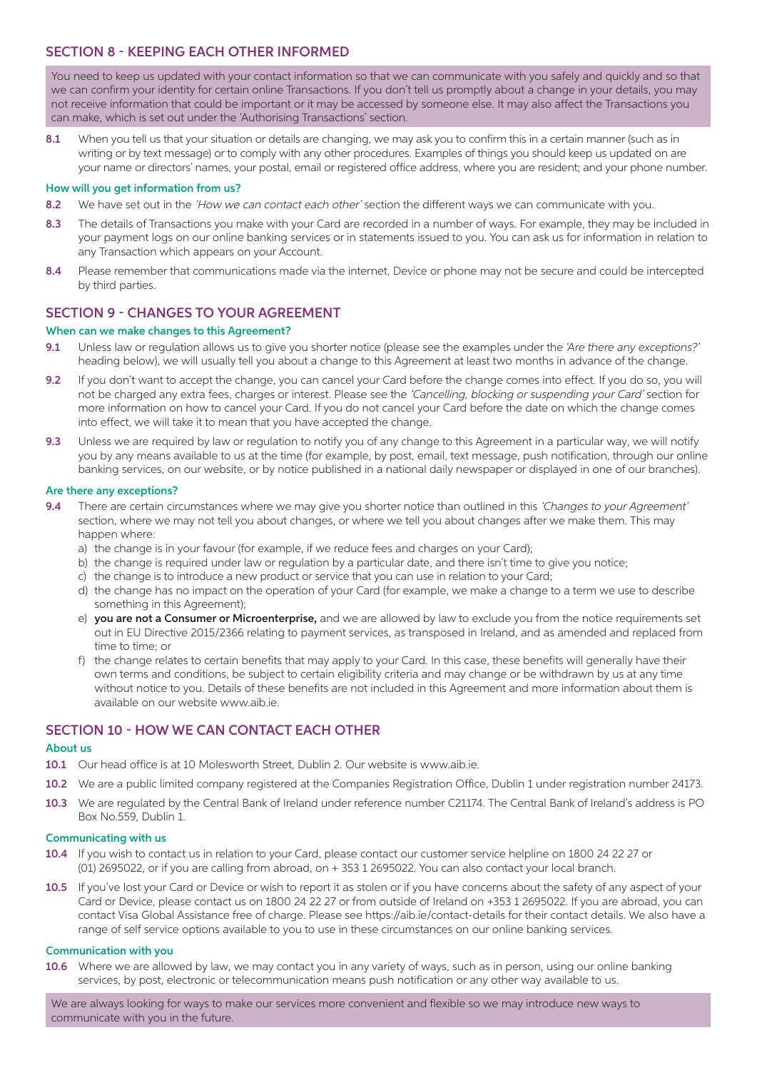## SECTION 8 - KEEPING EACH OTHER INFORMED

You need to keep us updated with your contact information so that we can communicate with you safely and quickly and so that we can confirm your identity for certain online Transactions. If you don't tell us promptly about a change in your details, you may not receive information that could be important or it may be accessed by someone else. It may also affect the Transactions you can make, which is set out under the 'Authorising Transactions' section.

**8.1** When you tell us that your situation or details are changing, we may ask you to confirm this in a certain manner (such as in writing or by text message) or to comply with any other procedures. Examples of things you should keep us updated on are your name or directors' names, your postal, email or registered office address, where you are resident; and your phone number.

### How will you get information from us?

**8.2** We have set out in the *'How we can contact each other'* section the different ways we can communicate with you.

**8.3** The details of Transactions you make with your Card are recorded in a number of ways. For example, they may be included in your payment logs on our online banking services or in statements issued to you. You can ask us for information in relation to any Transaction which appears on your Account.

**8.4** Please remember that communications made via the internet, Device or phone may not be secure and could be intercepted by third parties.

## SECTION 9 - CHANGES TO YOUR AGREEMENT

### When can we make changes to this Agreement?

**9.1** Unless law or regulation allows us to give you shorter notice (please see the examples under the *'Are there any exceptions?'* heading below), we will usually tell you about a change to this Agreement at least two months in advance of the change.

**9.2** If you don't want to accept the change, you can cancel your Card before the change comes into effect. If you do so, you will not be charged any extra fees, charges or interest. Please see the *'Cancelling, blocking or suspending your Card'* section for more information on how to cancel your Card. If you do not cancel your Card before the date on which the change comes into effect, we will take it to mean that you have accepted the change.

**9.3** Unless we are required by law or regulation to notify you of any change to this Agreement in a particular way, we will notify you by any means available to us at the time (for example, by post, email, text message, push notification, through our online banking services, on our website, or by notice published in a national daily newspaper or displayed in one of our branches).

### Are there any exceptions?

**9.4** There are certain circumstances where we may give you shorter notice than outlined in this *'Changes to your Agreement'* section, where we may not tell you about changes, or where we tell you about changes after we make them. This may happen where:

a) the change is in your favour (for example, if we reduce fees and charges on your Card);

b) the change is required under law or regulation by a particular date, and there isn't time to give you notice;

c) the change is to introduce a new product or service that you can use in relation to your Card;

d) the change has no impact on the operation of your Card (for example, we make a change to a term we use to describe something in this Agreement);

e) **you are not a Consumer or Microenterprise,** and we are allowed by law to exclude you from the notice requirements set out in EU Directive 2015/2366 relating to payment services, as transposed in Ireland, and as amended and replaced from time to time; or

f) the change relates to certain benefits that may apply to your Card. In this case, these benefits will generally have their own terms and conditions, be subject to certain eligibility criteria and may change or be withdrawn by us at any time without notice to you. Details of these benefits are not included in this Agreement and more information about them is available on our website www.aib.ie.

## SECTION 10 - HOW WE CAN CONTACT EACH OTHER

### About us

**10.1** Our head office is at 10 Molesworth Street, Dublin 2. Our website is www.aib.ie.

**10.2** We are a public limited company registered at the Companies Registration Office, Dublin 1 under registration number 24173.

**10.3** We are regulated by the Central Bank of Ireland under reference number C21174. The Central Bank of Ireland's address is PO Box No.559, Dublin 1.

### Communicating with us

**10.4** If you wish to contact us in relation to your Card, please contact our customer service helpline on 1800 24 22 27 or (01) 2695022, or if you are calling from abroad, on + 353 1 2695022. You can also contact your local branch.

**10.5** If you've lost your Card or Device or wish to report it as stolen or if you have concerns about the safety of any aspect of your Card or Device, please contact us on 1800 24 22 27 or from outside of Ireland on +353 1 2695022. If you are abroad, you can contact Visa Global Assistance free of charge. Please see https://aib.ie/contact-details for their contact details. We also have a range of self service options available to you to use in these circumstances on our online banking services.

### Communication with you

**10.6** Where we are allowed by law, we may contact you in any variety of ways, such as in person, using our online banking services, by post, electronic or telecommunication means push notification or any other way available to us.

We are always looking for ways to make our services more convenient and flexible so we may introduce new ways to communicate with you in the future.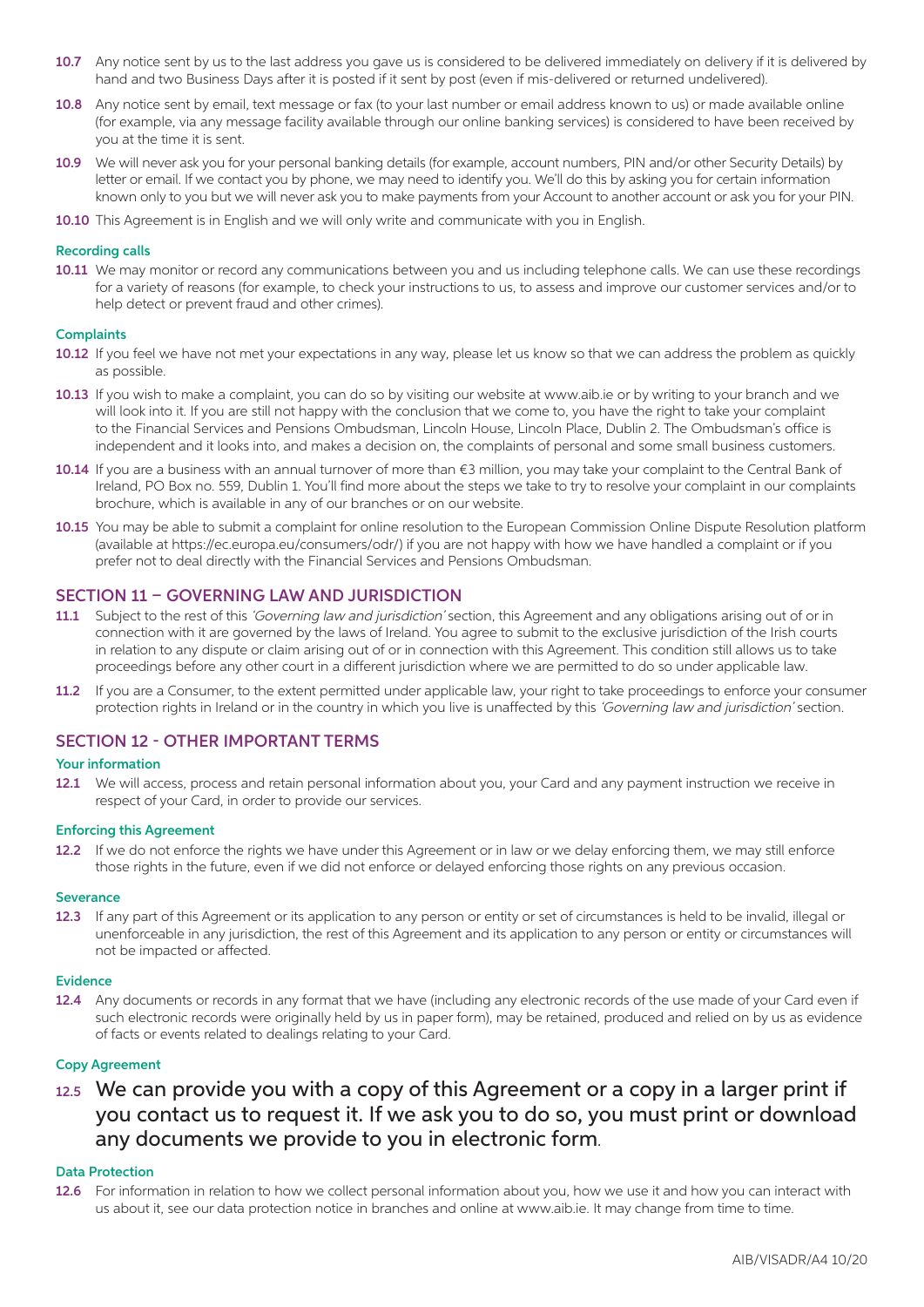**10.7** Any notice sent by us to the last address you gave us is considered to be delivered immediately on delivery if it is delivered by hand and two Business Days after it is posted if it sent by post (even if mis-delivered or returned undelivered).

**10.8** Any notice sent by email, text message or fax (to your last number or email address known to us) or made available online (for example, via any message facility available through our online banking services) is considered to have been received by you at the time it is sent.

**10.9** We will never ask you for your personal banking details (for example, account numbers, PIN and/or other Security Details) by letter or email. If we contact you by phone, we may need to identify you. We'll do this by asking you for certain information known only to you but we will never ask you to make payments from your Account to another account or ask you for your PIN.

**10.10** This Agreement is in English and we will only write and communicate with you in English.

#### Recording calls

**10.11** We may monitor or record any communications between you and us including telephone calls. We can use these recordings for a variety of reasons (for example, to check your instructions to us, to assess and improve our customer services and/or to help detect or prevent fraud and other crimes).

#### Complaints

**10.12** If you feel we have not met your expectations in any way, please let us know so that we can address the problem as quickly as possible.

**10.13** If you wish to make a complaint, you can do so by visiting our website at www.aib.ie or by writing to your branch and we will look into it. If you are still not happy with the conclusion that we come to, you have the right to take your complaint to the Financial Services and Pensions Ombudsman, Lincoln House, Lincoln Place, Dublin 2. The Ombudsman's office is independent and it looks into, and makes a decision on, the complaints of personal and some small business customers.

**10.14** If you are a business with an annual turnover of more than €3 million, you may take your complaint to the Central Bank of Ireland, PO Box no. 559, Dublin 1. You'll find more about the steps we take to try to resolve your complaint in our complaints brochure, which is available in any of our branches or on our website.

**10.15** You may be able to submit a complaint for online resolution to the European Commission Online Dispute Resolution platform (available at https://ec.europa.eu/consumers/odr/) if you are not happy with how we have handled a complaint or if you prefer not to deal directly with the Financial Services and Pensions Ombudsman.

## SECTION 11 – GOVERNING LAW AND JURISDICTION

**11.1** Subject to the rest of this *'Governing law and jurisdiction'* section, this Agreement and any obligations arising out of or in connection with it are governed by the laws of Ireland. You agree to submit to the exclusive jurisdiction of the Irish courts in relation to any dispute or claim arising out of or in connection with this Agreement. This condition still allows us to take proceedings before any other court in a different jurisdiction where we are permitted to do so under applicable law.

**11.2** If you are a Consumer, to the extent permitted under applicable law, your right to take proceedings to enforce your consumer protection rights in Ireland or in the country in which you live is unaffected by this *'Governing law and jurisdiction'* section.

## SECTION 12 - OTHER IMPORTANT TERMS

#### Your information

**12.1** We will access, process and retain personal information about you, your Card and any payment instruction we receive in respect of your Card, in order to provide our services.

#### Enforcing this Agreement

**12.2** If we do not enforce the rights we have under this Agreement or in law or we delay enforcing them, we may still enforce those rights in the future, even if we did not enforce or delayed enforcing those rights on any previous occasion.

#### Severance

**12.3** If any part of this Agreement or its application to any person or entity or set of circumstances is held to be invalid, illegal or unenforceable in any jurisdiction, the rest of this Agreement and its application to any person or entity or circumstances will not be impacted or affected.

#### Evidence

**12.4** Any documents or records in any format that we have (including any electronic records of the use made of your Card even if such electronic records were originally held by us in paper form), may be retained, produced and relied on by us as evidence of facts or events related to dealings relating to your Card.

#### Copy Agreement

**12.5** We can provide you with a copy of this Agreement or a copy in a larger print if you contact us to request it. If we ask you to do so, you must print or download any documents we provide to you in electronic form.

#### Data Protection

**12.6** For information in relation to how we collect personal information about you, how we use it and how you can interact with us about it, see our data protection notice in branches and online at www.aib.ie. It may change from time to time.

AIB/VISADR/A4 10/20